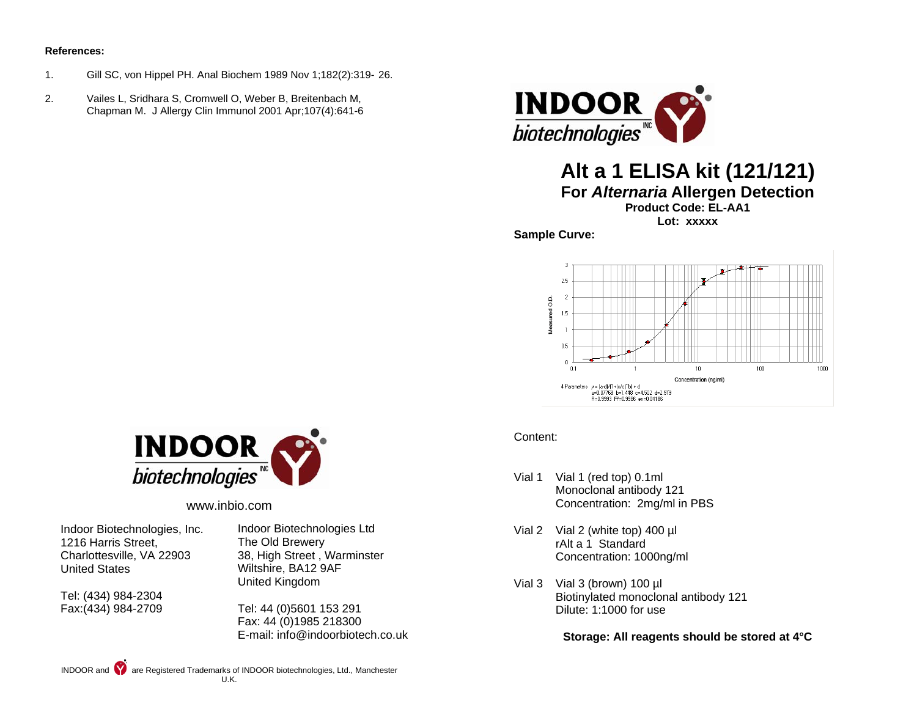**References:**

1. Gill SC, von Hippel PH. Anal Biochem 1989 Nov 1;182(2):319- 26.
2. Vailes L, Sridhara S, Cromwell O, Weber B, Breitenbach M, Chapman M. J Allergy Clin Immunol 2001 Apr;107(4):641-6

INDOOR biotechnologies INC

www.inbio.com

Indoor Biotechnologies, Inc.
1216 Harris Street,
Charlottesville, VA 22903
United States

Tel: (434) 984-2304
Fax:(434) 984-2709

Indoor Biotechnologies Ltd
The Old Brewery
38, High Street , Warminster
Wiltshire, BA12 9AF
United Kingdom

Tel: 44 (0)5601 153 291
Fax: 44 (0)1985 218300
E-mail: info@indoorbiotech.co.uk

INDOOR and are Registered Trademarks of INDOOR biotechnologies, Ltd., Manchester U.K.

INDOOR biotechnologies INC

# Alt a 1 ELISA kit (121/121)

## For *Alternaria* Allergen Detection

**Product Code: EL-AA1**

**Lot: xxxxx**

**Sample Curve:**

Measured O.D.

Concentration (ng/ml)

4 Parameters $y = (a-d)/(1+(x/c)^b) + d$
a=0.07768 b=1.448 c=4.502 d=2.979
R=0.9993 R²=0.9986 err=0.04186

Content:

Vial 1 Vial 1 (red top) 0.1ml
Monoclonal antibody 121
Concentration: 2mg/ml in PBS

Vial 2 Vial 2 (white top) 400 µl
rAlt a 1 Standard
Concentration: 1000ng/ml

Vial 3 Vial 3 (brown) 100 µl
Biotinylated monoclonal antibody 121
Dilute: 1:1000 for use

**Storage: All reagents should be stored at 4°C**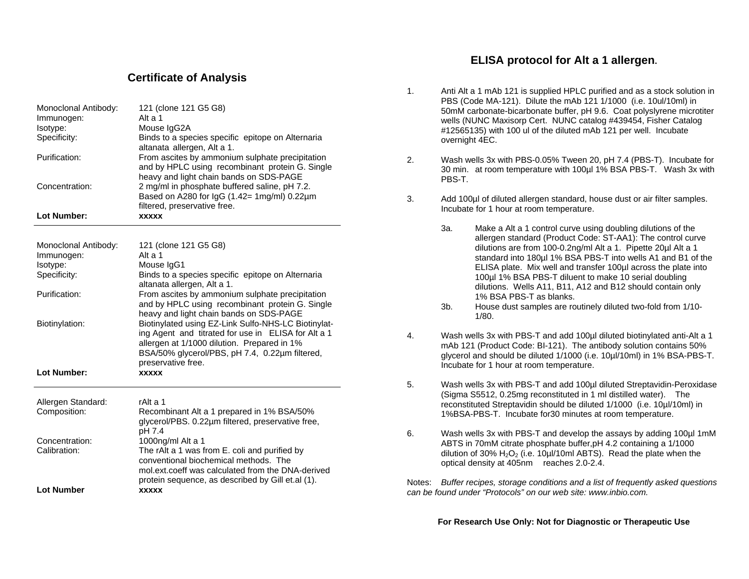## Certificate of Analysis

| | |
|---|---|
| Monoclonal Antibody: | 121 (clone 121 G5 G8) |
| Immunogen: | Alt a 1 |
| Isotype: | Mouse IgG2A |
| Specificity: | Binds to a species specific epitope on Alternaria altanata allergen, Alt a 1. |
| Purification: | From ascites by ammonium sulphate precipitation and by HPLC using recombinant protein G. Single heavy and light chain bands on SDS-PAGE |
| Concentration: | 2 mg/ml in phosphate buffered saline, pH 7.2. Based on A280 for IgG (1.42= 1mg/ml) 0.22µm filtered, preservative free. |
| **Lot Number:** | **xxxxx** |

| | |
|---|---|
| Monoclonal Antibody: | 121 (clone 121 G5 G8) |
| Immunogen: | Alt a 1 |
| Isotype: | Mouse IgG1 |
| Specificity: | Binds to a species specific epitope on Alternaria altanata allergen, Alt a 1. |
| Purification: | From ascites by ammonium sulphate precipitation and by HPLC using recombinant protein G. Single heavy and light chain bands on SDS-PAGE |
| Biotinylation: | Biotinylated using EZ-Link Sulfo-NHS-LC Biotinylating Agent and titrated for use in ELISA for Alt a 1 allergen at 1/1000 dilution. Prepared in 1% BSA/50% glycerol/PBS, pH 7.4, 0.22µm filtered, preservative free. |
| **Lot Number:** | **xxxxx** |

| | |
|---|---|
| Allergen Standard: | rAlt a 1 |
| Composition: | Recombinant Alt a 1 prepared in 1% BSA/50% glycerol/PBS. 0.22µm filtered, preservative free, pH 7.4 |
| Concentration: | 1000ng/ml Alt a 1 |
| Calibration: | The rAlt a 1 was from E. coli and purified by conventional biochemical methods. The mol.ext.coeff was calculated from the DNA-derived protein sequence, as described by Gill et.al (1). |
| **Lot Number** | **xxxxx** |

## ELISA protocol for Alt a 1 allergen.

1. Anti Alt a 1 mAb 121 is supplied HPLC purified and as a stock solution in PBS (Code MA-121). Dilute the mAb 121 1/1000 (i.e. 10ul/10ml) in 50mM carbonate-bicarbonate buffer, pH 9.6. Coat polyslyrene microtiter wells (NUNC Maxisorp Cert. NUNC catalog #439454, Fisher Catalog #12565135) with 100 ul of the diluted mAb 121 per well. Incubate overnight 4EC.

2. Wash wells 3x with PBS-0.05% Tween 20, pH 7.4 (PBS-T). Incubate for 30 min. at room temperature with 100µl 1% BSA PBS-T. Wash 3x with PBS-T.

3. Add 100µl of diluted allergen standard, house dust or air filter samples. Incubate for 1 hour at room temperature.

   3a. Make a Alt a 1 control curve using doubling dilutions of the allergen standard (Product Code: ST-AA1): The control curve dilutions are from 100-0.2ng/ml Alt a 1. Pipette 20µl Alt a 1 standard into 180µl 1% BSA PBS-T into wells A1 and B1 of the ELISA plate. Mix well and transfer 100µl across the plate into 100µl 1% BSA PBS-T diluent to make 10 serial doubling dilutions. Wells A11, B11, A12 and B12 should contain only 1% BSA PBS-T as blanks.

   3b. House dust samples are routinely diluted two-fold from 1/10-1/80.

4. Wash wells 3x with PBS-T and add 100µl diluted biotinylated anti-Alt a 1 mAb 121 (Product Code: BI-121). The antibody solution contains 50% glycerol and should be diluted 1/1000 (i.e. 10µl/10ml) in 1% BSA-PBS-T. Incubate for 1 hour at room temperature.

5. Wash wells 3x with PBS-T and add 100µl diluted Streptavidin-Peroxidase (Sigma S5512, 0.25mg reconstituted in 1 ml distilled water). The reconstituted Streptavidin should be diluted 1/1000 (i.e. 10µl/10ml) in 1%BSA-PBS-T. Incubate for30 minutes at room temperature.

6. Wash wells 3x with PBS-T and develop the assays by adding 100µl 1mM ABTS in 70mM citrate phosphate buffer,pH 4.2 containing a 1/1000 dilution of 30% $H_2O_2$ (i.e. 10µl/10ml ABTS). Read the plate when the optical density at 405nm reaches 2.0-2.4.

Notes: *Buffer recipes, storage conditions and a list of frequently asked questions can be found under "Protocols" on our web site: www.inbio.com.*

**For Research Use Only: Not for Diagnostic or Therapeutic Use**